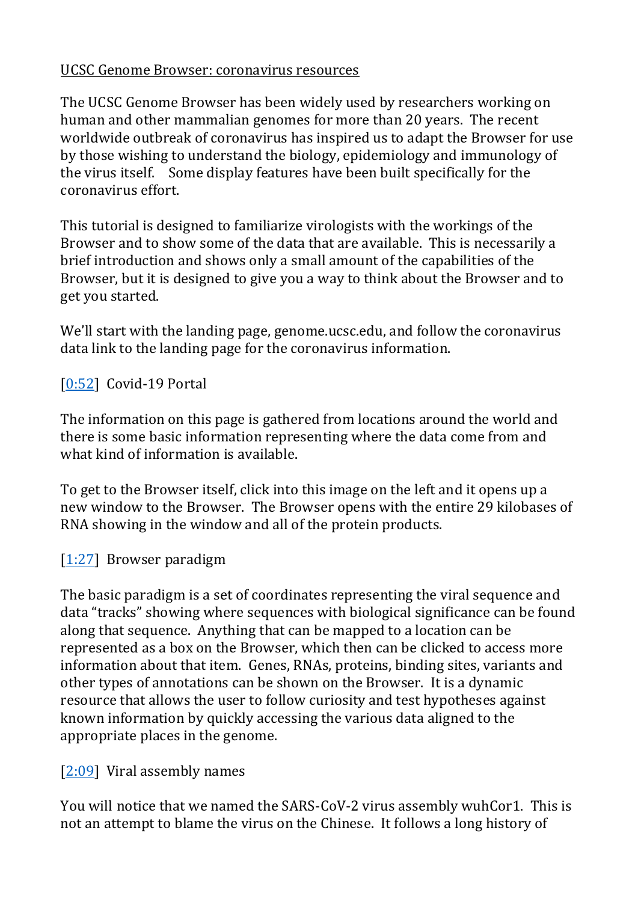UCSC Genome Browser: coronavirus resources

The UCSC Genome Browser has been widely used by researchers working on human and other mammalian genomes for more than 20 years. The recent worldwide outbreak of coronavirus has inspired us to adapt the Browser for use by those wishing to understand the biology, epidemiology and immunology of the virus itself. Some display features have been built specifically for the coronavirus effort.

This tutorial is designed to familiarize virologists with the workings of the Browser and to show some of the data that are available. This is necessarily a brief introduction and shows only a small amount of the capabilities of the Browser, but it is designed to give you a way to think about the Browser and to get you started.

We'll start with the landing page, genome.ucsc.edu, and follow the coronavirus data link to the landing page for the coronavirus information.

[0:52] Covid-19 Portal

The information on this page is gathered from locations around the world and there is some basic information representing where the data come from and what kind of information is available.

To get to the Browser itself, click into this image on the left and it opens up a new window to the Browser. The Browser opens with the entire 29 kilobases of RNA showing in the window and all of the protein products.

[1:27] Browser paradigm

The basic paradigm is a set of coordinates representing the viral sequence and data "tracks" showing where sequences with biological significance can be found along that sequence. Anything that can be mapped to a location can be represented as a box on the Browser, which then can be clicked to access more information about that item. Genes, RNAs, proteins, binding sites, variants and other types of annotations can be shown on the Browser. It is a dynamic resource that allows the user to follow curiosity and test hypotheses against known information by quickly accessing the various data aligned to the appropriate places in the genome.

[2:09] Viral assembly names

You will notice that we named the SARS-CoV-2 virus assembly wuhCor1. This is not an attempt to blame the virus on the Chinese. It follows a long history of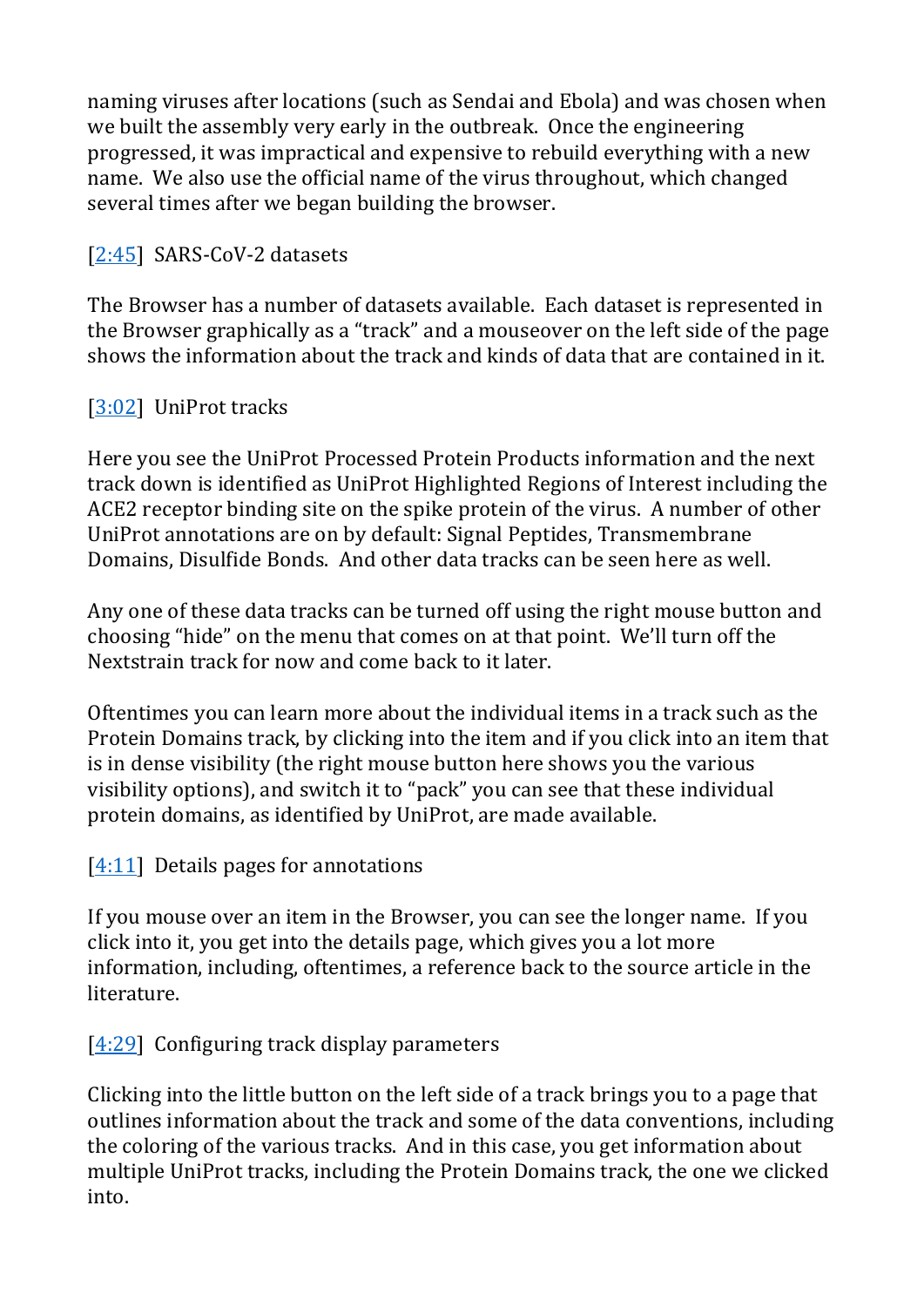naming viruses after locations (such as Sendai and Ebola) and was chosen when we built the assembly very early in the outbreak. Once the engineering progressed, it was impractical and expensive to rebuild everything with a new name. We also use the official name of the virus throughout, which changed several times after we began building the browser.

[2:45] SARS-CoV-2 datasets

The Browser has a number of datasets available. Each dataset is represented in the Browser graphically as a "track" and a mouseover on the left side of the page shows the information about the track and kinds of data that are contained in it.

[3:02] UniProt tracks

Here you see the UniProt Processed Protein Products information and the next track down is identified as UniProt Highlighted Regions of Interest including the ACE2 receptor binding site on the spike protein of the virus. A number of other UniProt annotations are on by default: Signal Peptides, Transmembrane Domains, Disulfide Bonds. And other data tracks can be seen here as well.

Any one of these data tracks can be turned off using the right mouse button and choosing "hide" on the menu that comes on at that point. We'll turn off the Nextstrain track for now and come back to it later.

Oftentimes you can learn more about the individual items in a track such as the Protein Domains track, by clicking into the item and if you click into an item that is in dense visibility (the right mouse button here shows you the various visibility options), and switch it to "pack" you can see that these individual protein domains, as identified by UniProt, are made available.

[4:11] Details pages for annotations

If you mouse over an item in the Browser, you can see the longer name. If you click into it, you get into the details page, which gives you a lot more information, including, oftentimes, a reference back to the source article in the literature.

[4:29] Configuring track display parameters

Clicking into the little button on the left side of a track brings you to a page that outlines information about the track and some of the data conventions, including the coloring of the various tracks. And in this case, you get information about multiple UniProt tracks, including the Protein Domains track, the one we clicked into.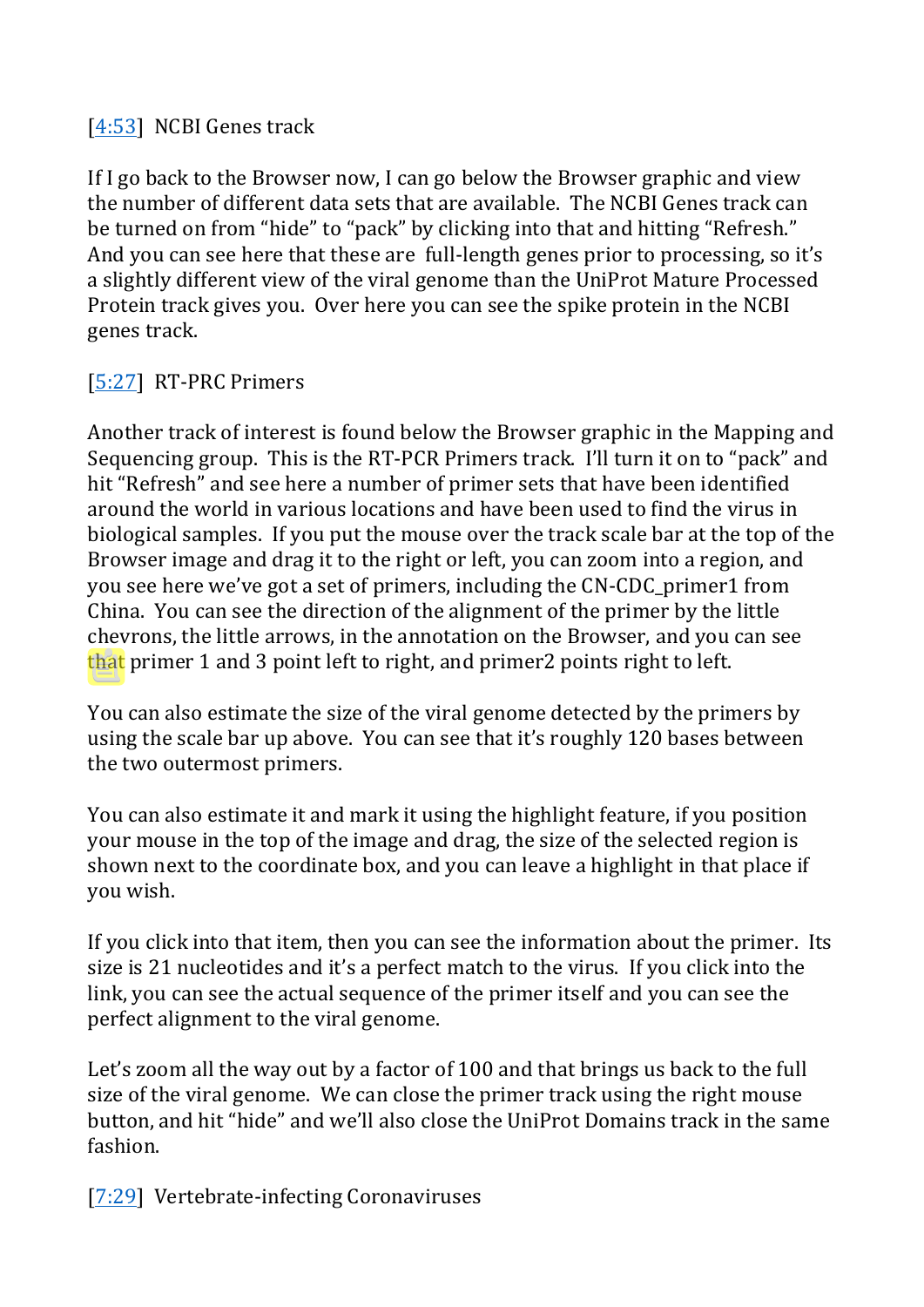[4:53] NCBI Genes track

If I go back to the Browser now, I can go below the Browser graphic and view the number of different data sets that are available. The NCBI Genes track can be turned on from "hide" to "pack" by clicking into that and hitting "Refresh." And you can see here that these are full-length genes prior to processing, so it's a slightly different view of the viral genome than the UniProt Mature Processed Protein track gives you. Over here you can see the spike protein in the NCBI genes track.

[5:27] RT-PRC Primers

Another track of interest is found below the Browser graphic in the Mapping and Sequencing group. This is the RT-PCR Primers track. I'll turn it on to "pack" and hit "Refresh" and see here a number of primer sets that have been identified around the world in various locations and have been used to find the virus in biological samples. If you put the mouse over the track scale bar at the top of the Browser image and drag it to the right or left, you can zoom into a region, and you see here we've got a set of primers, including the CN-CDC_primer1 from China. You can see the direction of the alignment of the primer by the little chevrons, the little arrows, in the annotation on the Browser, and you can see that primer 1 and 3 point left to right, and primer2 points right to left.

You can also estimate the size of the viral genome detected by the primers by using the scale bar up above. You can see that it's roughly 120 bases between the two outermost primers.

You can also estimate it and mark it using the highlight feature, if you position your mouse in the top of the image and drag, the size of the selected region is shown next to the coordinate box, and you can leave a highlight in that place if you wish.

If you click into that item, then you can see the information about the primer. Its size is 21 nucleotides and it's a perfect match to the virus. If you click into the link, you can see the actual sequence of the primer itself and you can see the perfect alignment to the viral genome.

Let's zoom all the way out by a factor of 100 and that brings us back to the full size of the viral genome. We can close the primer track using the right mouse button, and hit "hide" and we'll also close the UniProt Domains track in the same fashion.

[7:29] Vertebrate-infecting Coronaviruses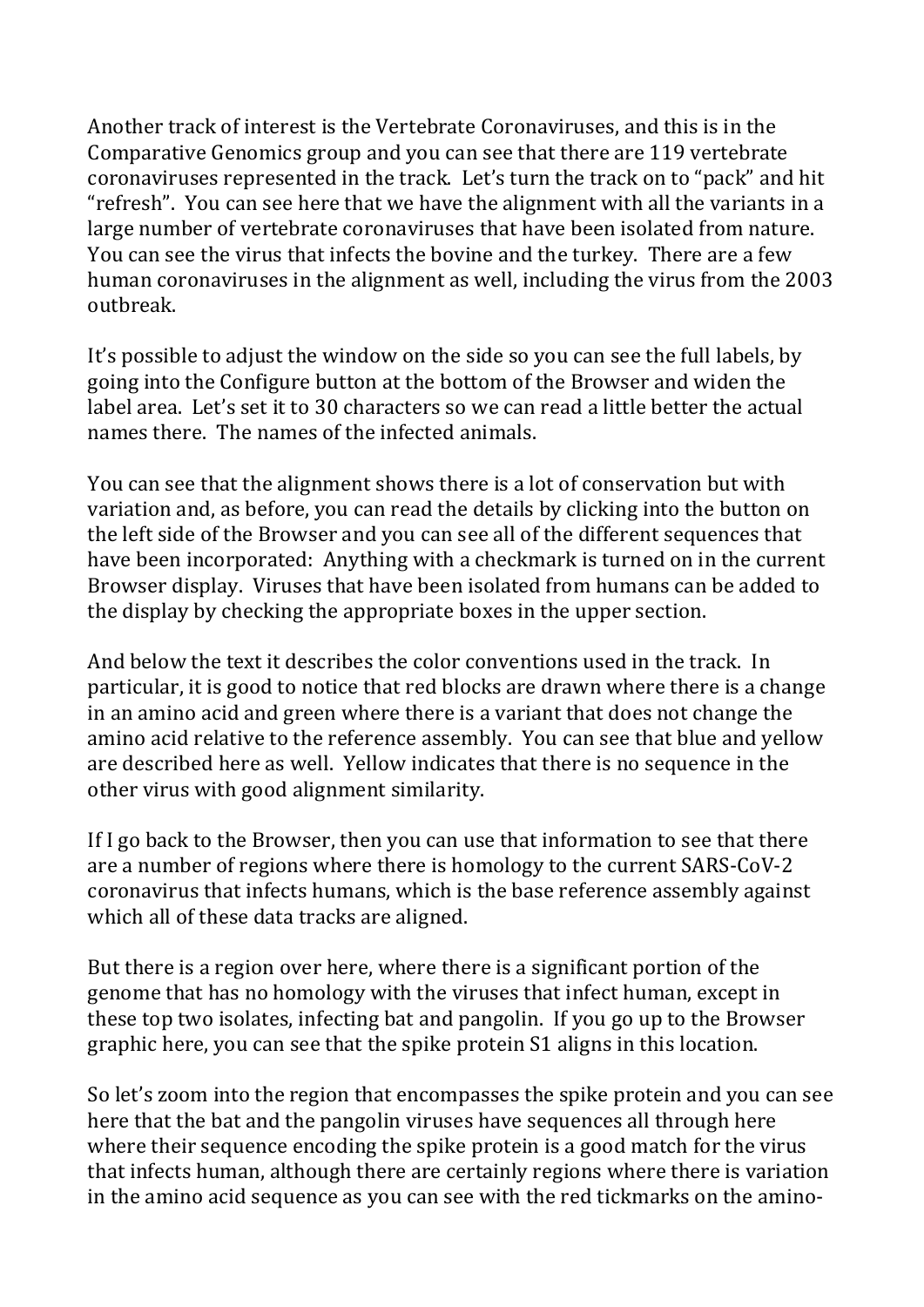Another track of interest is the Vertebrate Coronaviruses, and this is in the Comparative Genomics group and you can see that there are 119 vertebrate coronaviruses represented in the track. Let's turn the track on to "pack" and hit "refresh". You can see here that we have the alignment with all the variants in a large number of vertebrate coronaviruses that have been isolated from nature. You can see the virus that infects the bovine and the turkey. There are a few human coronaviruses in the alignment as well, including the virus from the 2003 outbreak.

It's possible to adjust the window on the side so you can see the full labels, by going into the Configure button at the bottom of the Browser and widen the label area. Let's set it to 30 characters so we can read a little better the actual names there. The names of the infected animals.

You can see that the alignment shows there is a lot of conservation but with variation and, as before, you can read the details by clicking into the button on the left side of the Browser and you can see all of the different sequences that have been incorporated: Anything with a checkmark is turned on in the current Browser display. Viruses that have been isolated from humans can be added to the display by checking the appropriate boxes in the upper section.

And below the text it describes the color conventions used in the track. In particular, it is good to notice that red blocks are drawn where there is a change in an amino acid and green where there is a variant that does not change the amino acid relative to the reference assembly. You can see that blue and yellow are described here as well. Yellow indicates that there is no sequence in the other virus with good alignment similarity.

If I go back to the Browser, then you can use that information to see that there are a number of regions where there is homology to the current SARS-CoV-2 coronavirus that infects humans, which is the base reference assembly against which all of these data tracks are aligned.

But there is a region over here, where there is a significant portion of the genome that has no homology with the viruses that infect human, except in these top two isolates, infecting bat and pangolin. If you go up to the Browser graphic here, you can see that the spike protein S1 aligns in this location.

So let's zoom into the region that encompasses the spike protein and you can see here that the bat and the pangolin viruses have sequences all through here where their sequence encoding the spike protein is a good match for the virus that infects human, although there are certainly regions where there is variation in the amino acid sequence as you can see with the red tickmarks on the amino-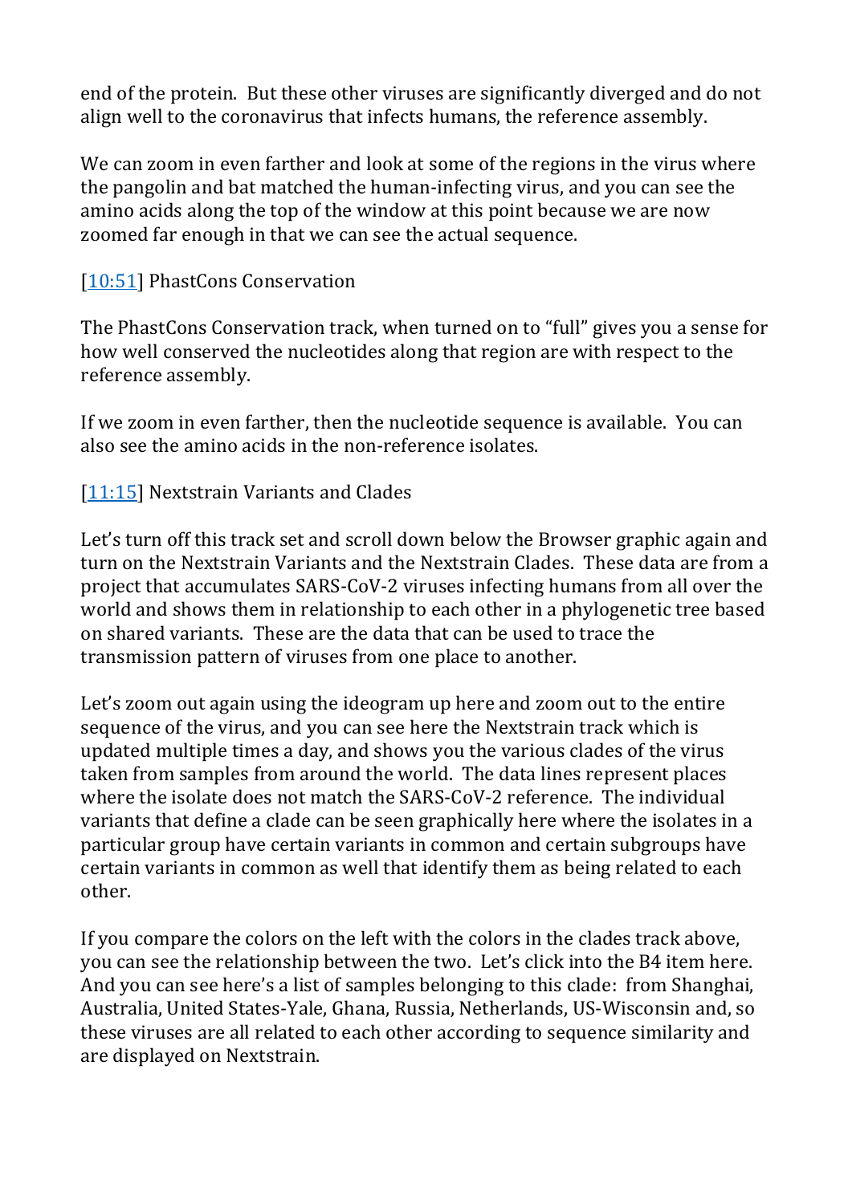end of the protein. But these other viruses are significantly diverged and do not align well to the coronavirus that infects humans, the reference assembly.

We can zoom in even farther and look at some of the regions in the virus where the pangolin and bat matched the human-infecting virus, and you can see the amino acids along the top of the window at this point because we are now zoomed far enough in that we can see the actual sequence.

[10:51] PhastCons Conservation

The PhastCons Conservation track, when turned on to "full" gives you a sense for how well conserved the nucleotides along that region are with respect to the reference assembly.

If we zoom in even farther, then the nucleotide sequence is available. You can also see the amino acids in the non-reference isolates.

[11:15] Nextstrain Variants and Clades

Let's turn off this track set and scroll down below the Browser graphic again and turn on the Nextstrain Variants and the Nextstrain Clades. These data are from a project that accumulates SARS-CoV-2 viruses infecting humans from all over the world and shows them in relationship to each other in a phylogenetic tree based on shared variants. These are the data that can be used to trace the transmission pattern of viruses from one place to another.

Let's zoom out again using the ideogram up here and zoom out to the entire sequence of the virus, and you can see here the Nextstrain track which is updated multiple times a day, and shows you the various clades of the virus taken from samples from around the world. The data lines represent places where the isolate does not match the SARS-CoV-2 reference. The individual variants that define a clade can be seen graphically here where the isolates in a particular group have certain variants in common and certain subgroups have certain variants in common as well that identify them as being related to each other.

If you compare the colors on the left with the colors in the clades track above, you can see the relationship between the two. Let's click into the B4 item here. And you can see here's a list of samples belonging to this clade: from Shanghai, Australia, United States-Yale, Ghana, Russia, Netherlands, US-Wisconsin and, so these viruses are all related to each other according to sequence similarity and are displayed on Nextstrain.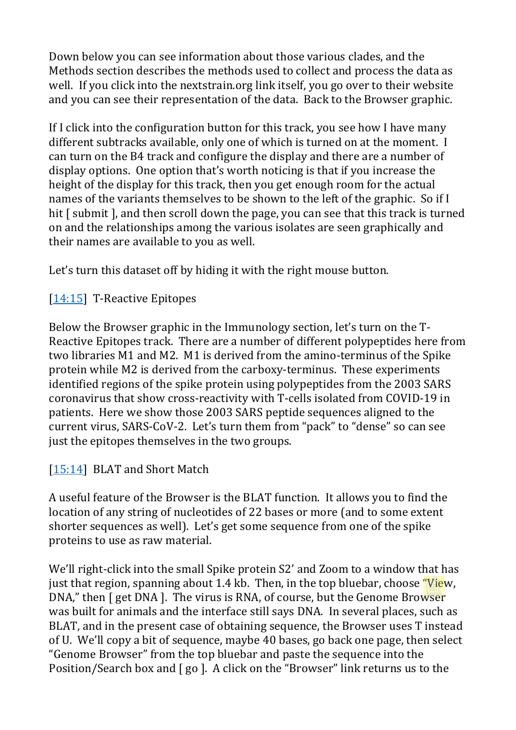Down below you can see information about those various clades, and the Methods section describes the methods used to collect and process the data as well. If you click into the nextstrain.org link itself, you go over to their website and you can see their representation of the data. Back to the Browser graphic.

If I click into the configuration button for this track, you see how I have many different subtracks available, only one of which is turned on at the moment. I can turn on the B4 track and configure the display and there are a number of display options. One option that's worth noticing is that if you increase the height of the display for this track, then you get enough room for the actual names of the variants themselves to be shown to the left of the graphic. So if I hit [ submit ], and then scroll down the page, you can see that this track is turned on and the relationships among the various isolates are seen graphically and their names are available to you as well.

Let's turn this dataset off by hiding it with the right mouse button.

[14:15] T-Reactive Epitopes

Below the Browser graphic in the Immunology section, let's turn on the T-Reactive Epitopes track. There are a number of different polypeptides here from two libraries M1 and M2. M1 is derived from the amino-terminus of the Spike protein while M2 is derived from the carboxy-terminus. These experiments identified regions of the spike protein using polypeptides from the 2003 SARS coronavirus that show cross-reactivity with T-cells isolated from COVID-19 in patients. Here we show those 2003 SARS peptide sequences aligned to the current virus, SARS-CoV-2. Let's turn them from "pack" to "dense" so can see just the epitopes themselves in the two groups.

[15:14] BLAT and Short Match

A useful feature of the Browser is the BLAT function. It allows you to find the location of any string of nucleotides of 22 bases or more (and to some extent shorter sequences as well). Let's get some sequence from one of the spike proteins to use as raw material.

We'll right-click into the small Spike protein S2' and Zoom to a window that has just that region, spanning about 1.4 kb. Then, in the top bluebar, choose "View, DNA," then [ get DNA ]. The virus is RNA, of course, but the Genome Browser was built for animals and the interface still says DNA. In several places, such as BLAT, and in the present case of obtaining sequence, the Browser uses T instead of U. We'll copy a bit of sequence, maybe 40 bases, go back one page, then select "Genome Browser" from the top bluebar and paste the sequence into the Position/Search box and [ go ]. A click on the "Browser" link returns us to the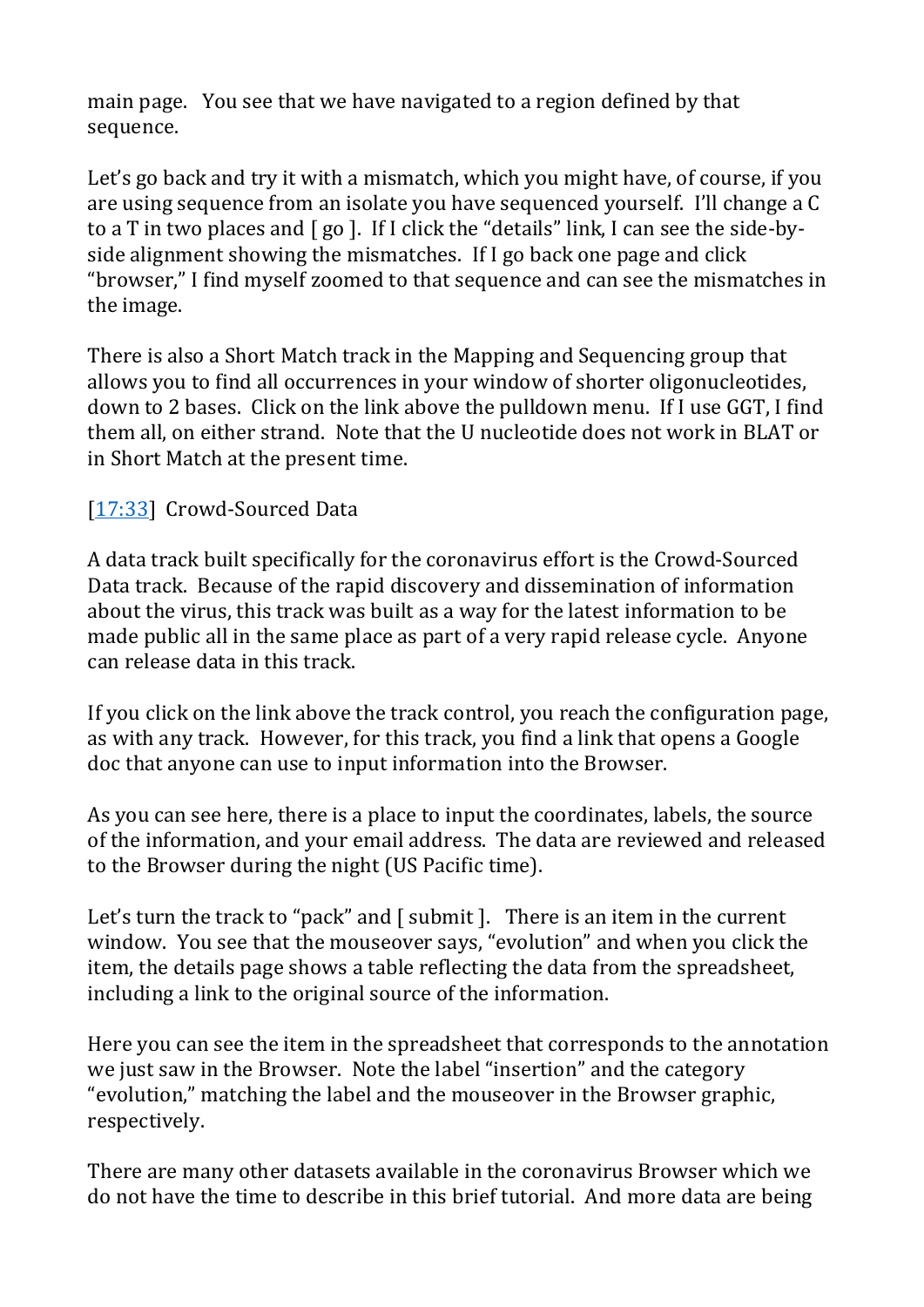main page. You see that we have navigated to a region defined by that sequence.

Let's go back and try it with a mismatch, which you might have, of course, if you are using sequence from an isolate you have sequenced yourself. I'll change a C to a T in two places and [ go ]. If I click the "details" link, I can see the side-by-side alignment showing the mismatches. If I go back one page and click "browser," I find myself zoomed to that sequence and can see the mismatches in the image.

There is also a Short Match track in the Mapping and Sequencing group that allows you to find all occurrences in your window of shorter oligonucleotides, down to 2 bases. Click on the link above the pulldown menu. If I use GGT, I find them all, on either strand. Note that the U nucleotide does not work in BLAT or in Short Match at the present time.

[17:33] Crowd-Sourced Data

A data track built specifically for the coronavirus effort is the Crowd-Sourced Data track. Because of the rapid discovery and dissemination of information about the virus, this track was built as a way for the latest information to be made public all in the same place as part of a very rapid release cycle. Anyone can release data in this track.

If you click on the link above the track control, you reach the configuration page, as with any track. However, for this track, you find a link that opens a Google doc that anyone can use to input information into the Browser.

As you can see here, there is a place to input the coordinates, labels, the source of the information, and your email address. The data are reviewed and released to the Browser during the night (US Pacific time).

Let's turn the track to "pack" and [ submit ]. There is an item in the current window. You see that the mouseover says, "evolution" and when you click the item, the details page shows a table reflecting the data from the spreadsheet, including a link to the original source of the information.

Here you can see the item in the spreadsheet that corresponds to the annotation we just saw in the Browser. Note the label "insertion" and the category "evolution," matching the label and the mouseover in the Browser graphic, respectively.

There are many other datasets available in the coronavirus Browser which we do not have the time to describe in this brief tutorial. And more data are being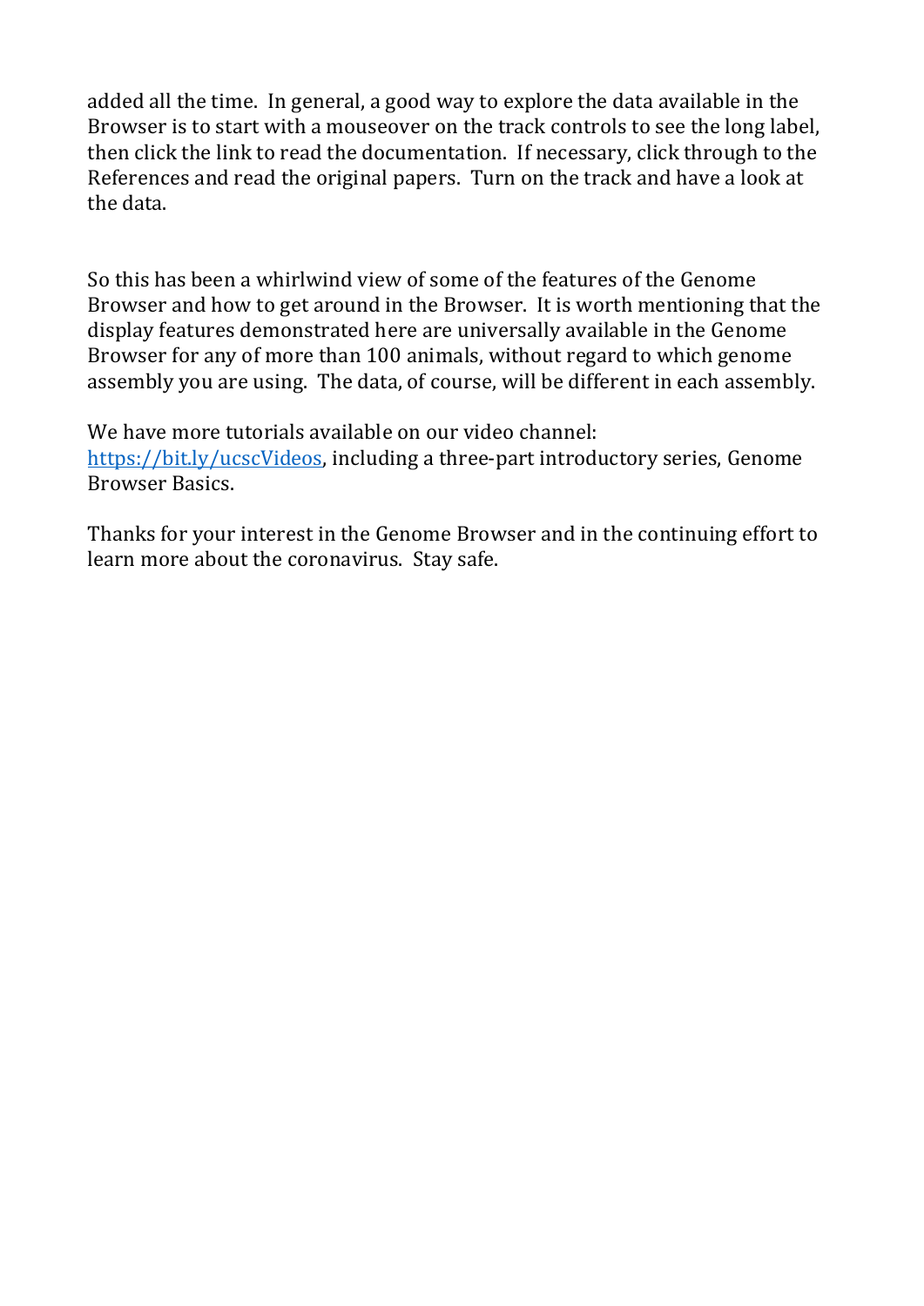added all the time. In general, a good way to explore the data available in the Browser is to start with a mouseover on the track controls to see the long label, then click the link to read the documentation. If necessary, click through to the References and read the original papers. Turn on the track and have a look at the data.

So this has been a whirlwind view of some of the features of the Genome Browser and how to get around in the Browser. It is worth mentioning that the display features demonstrated here are universally available in the Genome Browser for any of more than 100 animals, without regard to which genome assembly you are using. The data, of course, will be different in each assembly.

We have more tutorials available on our video channel: [https://bit.ly/ucscVideos](https://bit.ly/ucscVideos), including a three-part introductory series, Genome Browser Basics.

Thanks for your interest in the Genome Browser and in the continuing effort to learn more about the coronavirus. Stay safe.